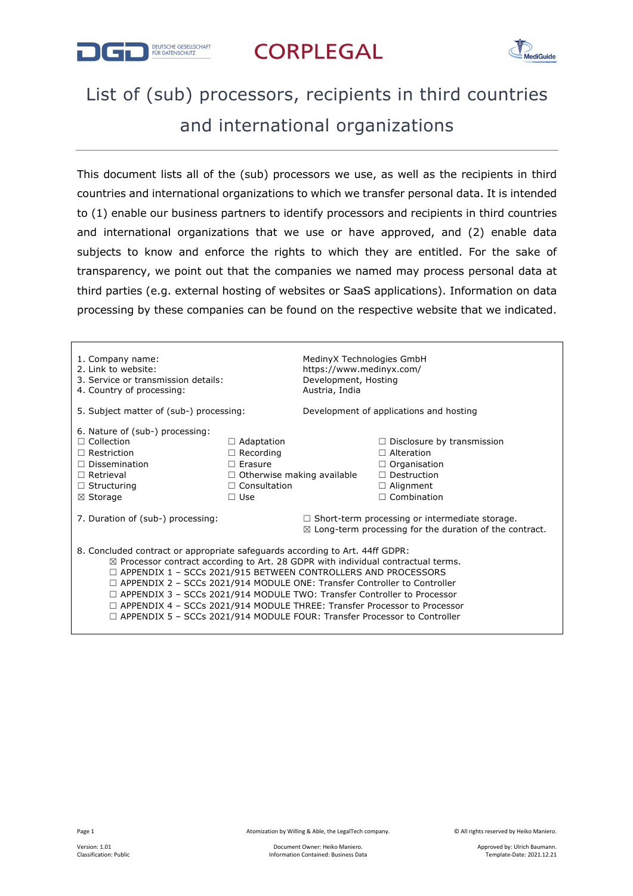# List of (sub) processors, recipients in third countries and international organizations

This document lists all of the (sub) processors we use, as well as the recipients in third countries and international organizations to which we transfer personal data. It is intended to (1) enable our business partners to identify processors and recipients in third countries and international organizations that we use or have approved, and (2) enable data subjects to know and enforce the rights to which they are entitled. For the sake of transparency, we point out that the companies we named may process personal data at third parties (e.g. external hosting of websites or SaaS applications). Information on data processing by these companies can be found on the respective website that we indicated.

| | |
|---|---|
| 1. Company name: | MedinyX Technologies GmbH |
| 2. Link to website: | https://www.medinyx.com/ |
| 3. Service or transmission details: | Development, Hosting |
| 4. Country of processing: | Austria, India |
| 5. Subject matter of (sub-) processing: | Development of applications and hosting |

6. Nature of (sub-) processing:

| | | |
|---|---|---|
| ☐ Collection | ☐ Adaptation | ☐ Disclosure by transmission |
| ☐ Restriction | ☐ Recording | ☐ Alteration |
| ☐ Dissemination | ☐ Erasure | ☐ Organisation |
| ☐ Retrieval | ☐ Otherwise making available | ☐ Destruction |
| ☐ Structuring | ☐ Consultation | ☐ Alignment |
| ☒ Storage | ☐ Use | ☐ Combination |

7. Duration of (sub-) processing:
- ☐ Short-term processing or intermediate storage.
- ☒ Long-term processing for the duration of the contract.

8. Concluded contract or appropriate safeguards according to Art. 44ff GDPR:
- ☒ Processor contract according to Art. 28 GDPR with individual contractual terms.
- ☐ APPENDIX 1 – SCCs 2021/915 BETWEEN CONTROLLERS AND PROCESSORS
- ☐ APPENDIX 2 – SCCs 2021/914 MODULE ONE: Transfer Controller to Controller
- ☐ APPENDIX 3 – SCCs 2021/914 MODULE TWO: Transfer Controller to Processor
- ☐ APPENDIX 4 – SCCs 2021/914 MODULE THREE: Transfer Processor to Processor
- ☐ APPENDIX 5 – SCCs 2021/914 MODULE FOUR: Transfer Processor to Controller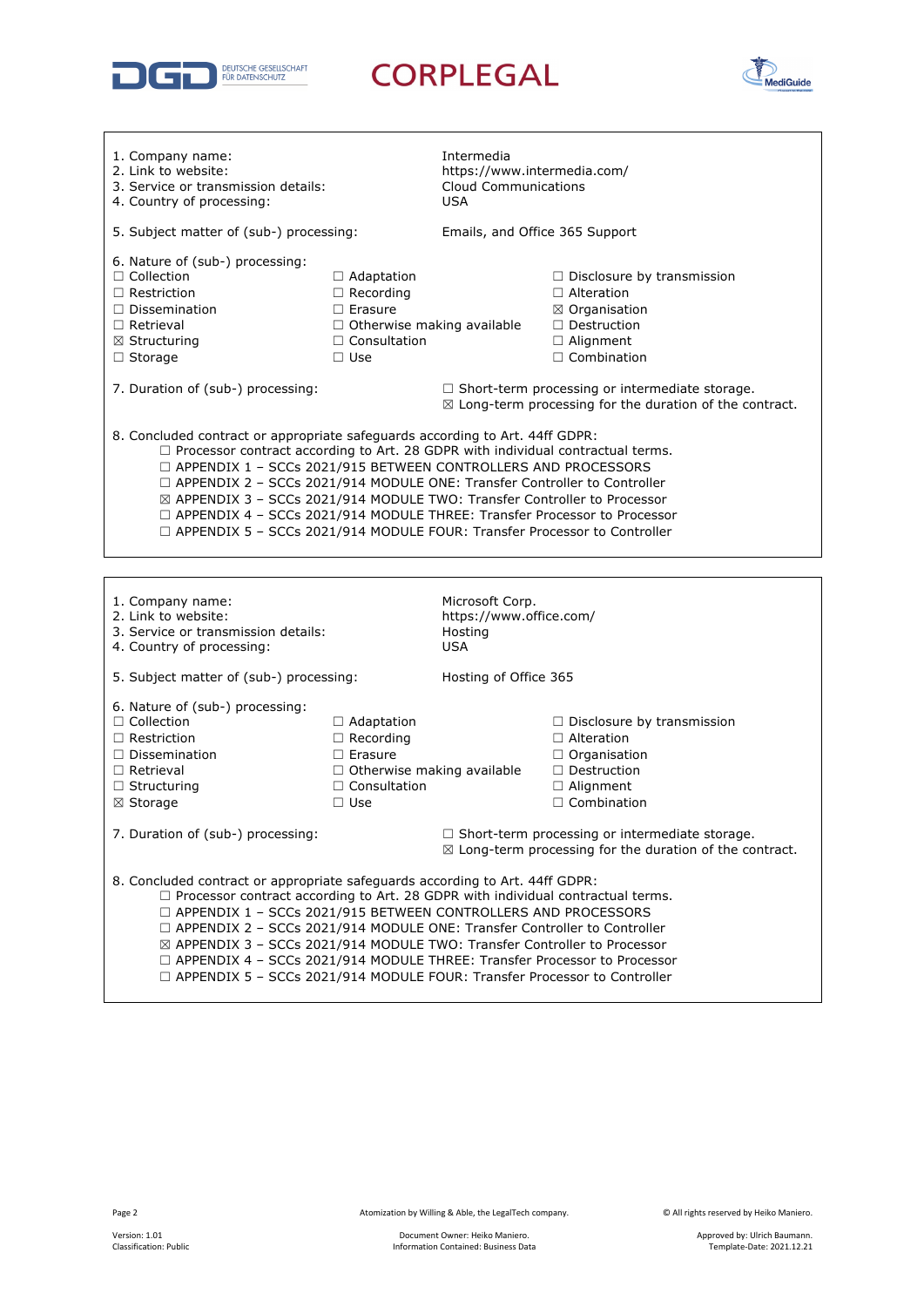1. Company name: Intermedia
2. Link to website: https://www.intermedia.com/
3. Service or transmission details: Cloud Communications
4. Country of processing: USA

5. Subject matter of (sub-) processing: Emails, and Office 365 Support

6. Nature of (sub-) processing:

| | | |
|---|---|---|
| ☐ Collection | ☐ Adaptation | ☐ Disclosure by transmission |
| ☐ Restriction | ☐ Recording | ☐ Alteration |
| ☐ Dissemination | ☐ Erasure | ☒ Organisation |
| ☐ Retrieval | ☐ Otherwise making available | ☐ Destruction |
| ☒ Structuring | ☐ Consultation | ☐ Alignment |
| ☐ Storage | ☐ Use | ☐ Combination |

7. Duration of (sub-) processing:
☐ Short-term processing or intermediate storage.
☒ Long-term processing for the duration of the contract.

8. Concluded contract or appropriate safeguards according to Art. 44ff GDPR:
- ☐ Processor contract according to Art. 28 GDPR with individual contractual terms.
- ☐ APPENDIX 1 – SCCs 2021/915 BETWEEN CONTROLLERS AND PROCESSORS
- ☐ APPENDIX 2 – SCCs 2021/914 MODULE ONE: Transfer Controller to Controller
- ☒ APPENDIX 3 – SCCs 2021/914 MODULE TWO: Transfer Controller to Processor
- ☐ APPENDIX 4 – SCCs 2021/914 MODULE THREE: Transfer Processor to Processor
- ☐ APPENDIX 5 – SCCs 2021/914 MODULE FOUR: Transfer Processor to Controller

---

1. Company name: Microsoft Corp.
2. Link to website: https://www.office.com/
3. Service or transmission details: Hosting
4. Country of processing: USA

5. Subject matter of (sub-) processing: Hosting of Office 365

6. Nature of (sub-) processing:

| | | |
|---|---|---|
| ☐ Collection | ☐ Adaptation | ☐ Disclosure by transmission |
| ☐ Restriction | ☐ Recording | ☐ Alteration |
| ☐ Dissemination | ☐ Erasure | ☐ Organisation |
| ☐ Retrieval | ☐ Otherwise making available | ☐ Destruction |
| ☐ Structuring | ☐ Consultation | ☐ Alignment |
| ☒ Storage | ☐ Use | ☐ Combination |

7. Duration of (sub-) processing:
☐ Short-term processing or intermediate storage.
☒ Long-term processing for the duration of the contract.

8. Concluded contract or appropriate safeguards according to Art. 44ff GDPR:
- ☐ Processor contract according to Art. 28 GDPR with individual contractual terms.
- ☐ APPENDIX 1 – SCCs 2021/915 BETWEEN CONTROLLERS AND PROCESSORS
- ☐ APPENDIX 2 – SCCs 2021/914 MODULE ONE: Transfer Controller to Controller
- ☒ APPENDIX 3 – SCCs 2021/914 MODULE TWO: Transfer Controller to Processor
- ☐ APPENDIX 4 – SCCs 2021/914 MODULE THREE: Transfer Processor to Processor
- ☐ APPENDIX 5 – SCCs 2021/914 MODULE FOUR: Transfer Processor to Controller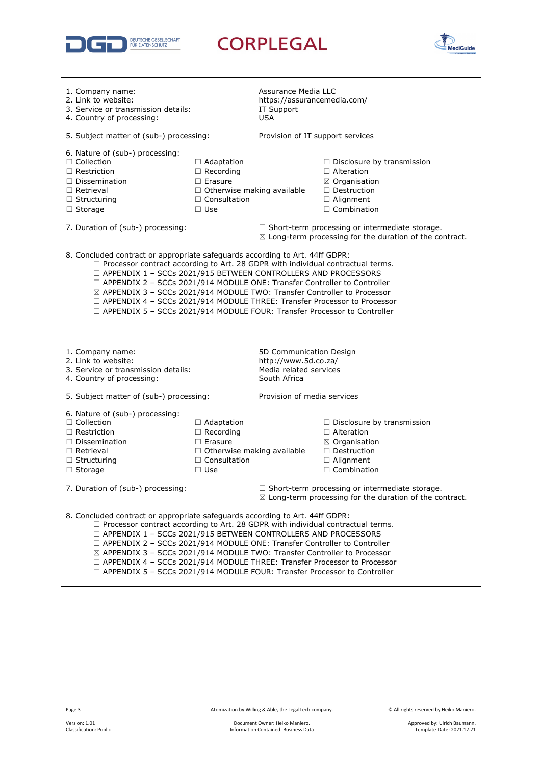1. Company name: Assurance Media LLC
2. Link to website: https://assurancemedia.com/
3. Service or transmission details: IT Support
4. Country of processing: USA

5. Subject matter of (sub-) processing: Provision of IT support services

6. Nature of (sub-) processing:

| | | |
|---|---|---|
| ☐ Collection | ☐ Adaptation | ☐ Disclosure by transmission |
| ☐ Restriction | ☐ Recording | ☐ Alteration |
| ☐ Dissemination | ☐ Erasure | ☒ Organisation |
| ☐ Retrieval | ☐ Otherwise making available | ☐ Destruction |
| ☐ Structuring | ☐ Consultation | ☐ Alignment |
| ☐ Storage | ☐ Use | ☐ Combination |

7. Duration of (sub-) processing:
☐ Short-term processing or intermediate storage.
☒ Long-term processing for the duration of the contract.

8. Concluded contract or appropriate safeguards according to Art. 44ff GDPR:
- ☐ Processor contract according to Art. 28 GDPR with individual contractual terms.
- ☐ APPENDIX 1 – SCCs 2021/915 BETWEEN CONTROLLERS AND PROCESSORS
- ☐ APPENDIX 2 – SCCs 2021/914 MODULE ONE: Transfer Controller to Controller
- ☒ APPENDIX 3 – SCCs 2021/914 MODULE TWO: Transfer Controller to Processor
- ☐ APPENDIX 4 – SCCs 2021/914 MODULE THREE: Transfer Processor to Processor
- ☐ APPENDIX 5 – SCCs 2021/914 MODULE FOUR: Transfer Processor to Controller

---

1. Company name: 5D Communication Design
2. Link to website: http://www.5d.co.za/
3. Service or transmission details: Media related services
4. Country of processing: South Africa

5. Subject matter of (sub-) processing: Provision of media services

6. Nature of (sub-) processing:

| | | |
|---|---|---|
| ☐ Collection | ☐ Adaptation | ☐ Disclosure by transmission |
| ☐ Restriction | ☐ Recording | ☐ Alteration |
| ☐ Dissemination | ☐ Erasure | ☒ Organisation |
| ☐ Retrieval | ☐ Otherwise making available | ☐ Destruction |
| ☐ Structuring | ☐ Consultation | ☐ Alignment |
| ☐ Storage | ☐ Use | ☐ Combination |

7. Duration of (sub-) processing:
☐ Short-term processing or intermediate storage.
☒ Long-term processing for the duration of the contract.

8. Concluded contract or appropriate safeguards according to Art. 44ff GDPR:
- ☐ Processor contract according to Art. 28 GDPR with individual contractual terms.
- ☐ APPENDIX 1 – SCCs 2021/915 BETWEEN CONTROLLERS AND PROCESSORS
- ☐ APPENDIX 2 – SCCs 2021/914 MODULE ONE: Transfer Controller to Controller
- ☒ APPENDIX 3 – SCCs 2021/914 MODULE TWO: Transfer Controller to Processor
- ☐ APPENDIX 4 – SCCs 2021/914 MODULE THREE: Transfer Processor to Processor
- ☐ APPENDIX 5 – SCCs 2021/914 MODULE FOUR: Transfer Processor to Controller